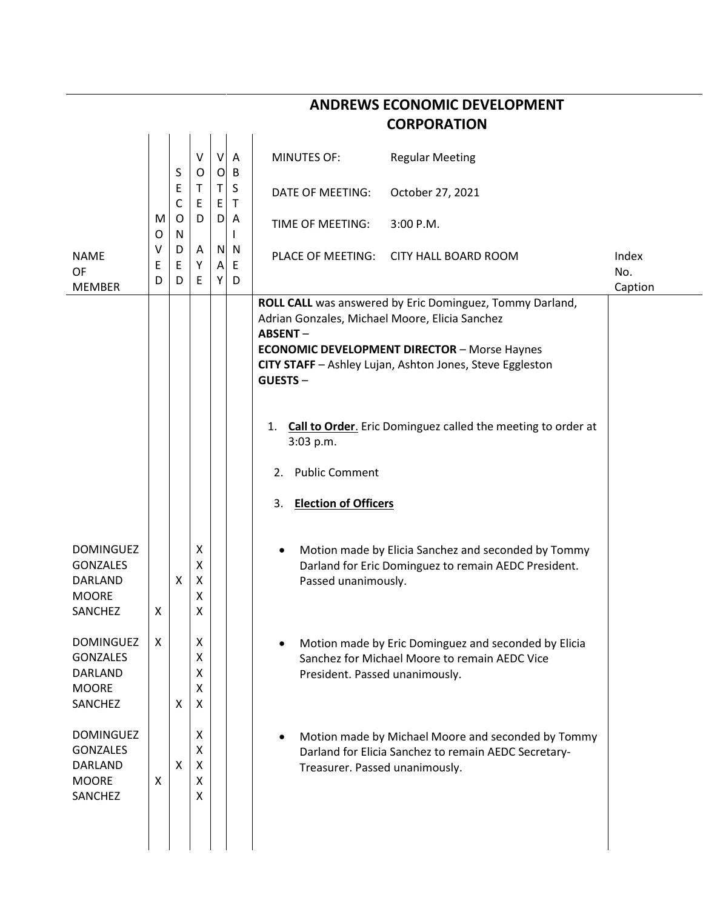# ANDREWS ECONOMIC DEVELOPMENT CORPORATION

| | |
|---|---|
| MINUTES OF: | Regular Meeting |
| DATE OF MEETING: | October 27, 2021 |
| TIME OF MEETING: | 3:00 P.M. |
| PLACE OF MEETING: | CITY HALL BOARD ROOM |

**ROLL CALL** was answered by Eric Dominguez, Tommy Darland, Adrian Gonzales, Michael Moore, Elicia Sanchez

**ABSENT** –

**ECONOMIC DEVELOPMENT DIRECTOR** – Morse Haynes

**CITY STAFF** – Ashley Lujan, Ashton Jones, Steve Eggleston

**GUESTS** –

1. **Call to Order**. Eric Dominguez called the meeting to order at 3:03 p.m.

2. Public Comment

3. **Election of Officers**

| NAME OF MEMBER | MOVED | SECONDED | VOTED AYE | VOTED NAY | ABSTAINED |
|---|---|---|---|---|---|
| DOMINGUEZ | | | X | | |
| GONZALES | | | X | | |
| DARLAND | | X | X | | |
| MOORE | | | X | | |
| SANCHEZ | X | | X | | |

- Motion made by Elicia Sanchez and seconded by Tommy Darland for Eric Dominguez to remain AEDC President. Passed unanimously.

| NAME OF MEMBER | MOVED | SECONDED | VOTED AYE | VOTED NAY | ABSTAINED |
|---|---|---|---|---|---|
| DOMINGUEZ | X | | X | | |
| GONZALES | | | X | | |
| DARLAND | | | X | | |
| MOORE | | | X | | |
| SANCHEZ | | X | X | | |

- Motion made by Eric Dominguez and seconded by Elicia Sanchez for Michael Moore to remain AEDC Vice President. Passed unanimously.

| NAME OF MEMBER | MOVED | SECONDED | VOTED AYE | VOTED NAY | ABSTAINED |
|---|---|---|---|---|---|
| DOMINGUEZ | | | X | | |
| GONZALES | | | X | | |
| DARLAND | | X | X | | |
| MOORE | X | | X | | |
| SANCHEZ | | | X | | |

- Motion made by Michael Moore and seconded by Tommy Darland for Elicia Sanchez to remain AEDC Secretary-Treasurer. Passed unanimously.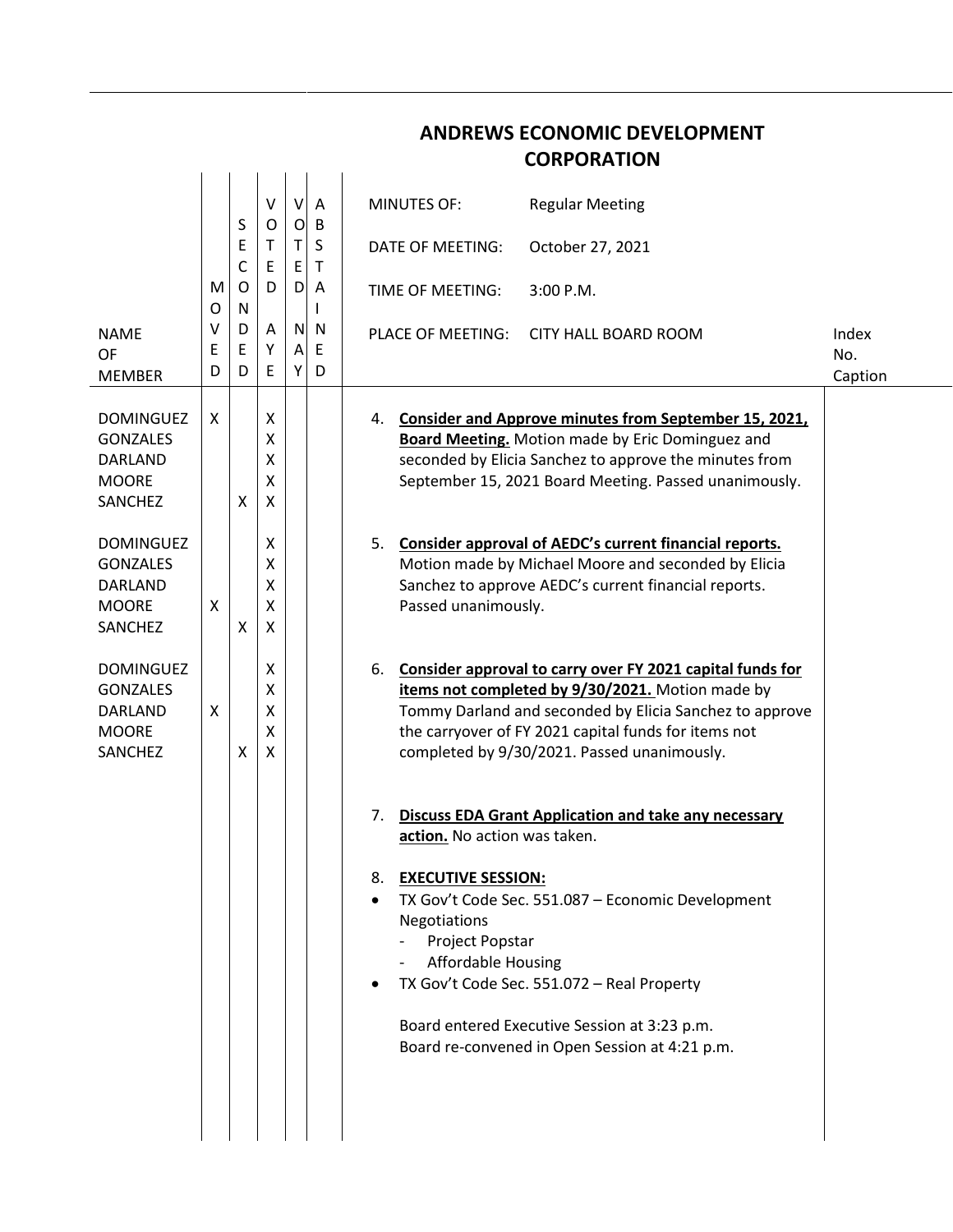# ANDREWS ECONOMIC DEVELOPMENT CORPORATION

MINUTES OF: Regular Meeting

DATE OF MEETING: October 27, 2021

TIME OF MEETING: 3:00 P.M.

PLACE OF MEETING: CITY HALL BOARD ROOM

| NAME OF MEMBER | MOVED | SECONDED | VOTED AYE | VOTED NAY | ABSTAINED | | Index No. Caption |
|---|---|---|---|---|---|---|---|
| DOMINGUEZ | X | | X | | | 4. **Consider and Approve minutes from September 15, 2021, Board Meeting.** Motion made by Eric Dominguez and seconded by Elicia Sanchez to approve the minutes from September 15, 2021 Board Meeting. Passed unanimously. | |
| GONZALES | | | X | | | | |
| DARLAND | | | X | | | | |
| MOORE | | | X | | | | |
| SANCHEZ | | X | X | | | | |
| DOMINGUEZ | | | X | | | 5. **Consider approval of AEDC's current financial reports.** Motion made by Michael Moore and seconded by Elicia Sanchez to approve AEDC's current financial reports. Passed unanimously. | |
| GONZALES | | | X | | | | |
| DARLAND | | | X | | | | |
| MOORE | X | | X | | | | |
| SANCHEZ | | X | X | | | | |
| DOMINGUEZ | | | X | | | 6. **Consider approval to carry over FY 2021 capital funds for items not completed by 9/30/2021.** Motion made by Tommy Darland and seconded by Elicia Sanchez to approve the carryover of FY 2021 capital funds for items not completed by 9/30/2021. Passed unanimously. | |
| GONZALES | | | X | | | | |
| DARLAND | X | | X | | | | |
| MOORE | | | X | | | | |
| SANCHEZ | | X | X | | | | |

7. **Discuss EDA Grant Application and take any necessary action.** No action was taken.

8. **EXECUTIVE SESSION:**

- TX Gov't Code Sec. 551.087 – Economic Development Negotiations
  - Project Popstar
  - Affordable Housing
- TX Gov't Code Sec. 551.072 – Real Property

Board entered Executive Session at 3:23 p.m.
Board re-convened in Open Session at 4:21 p.m.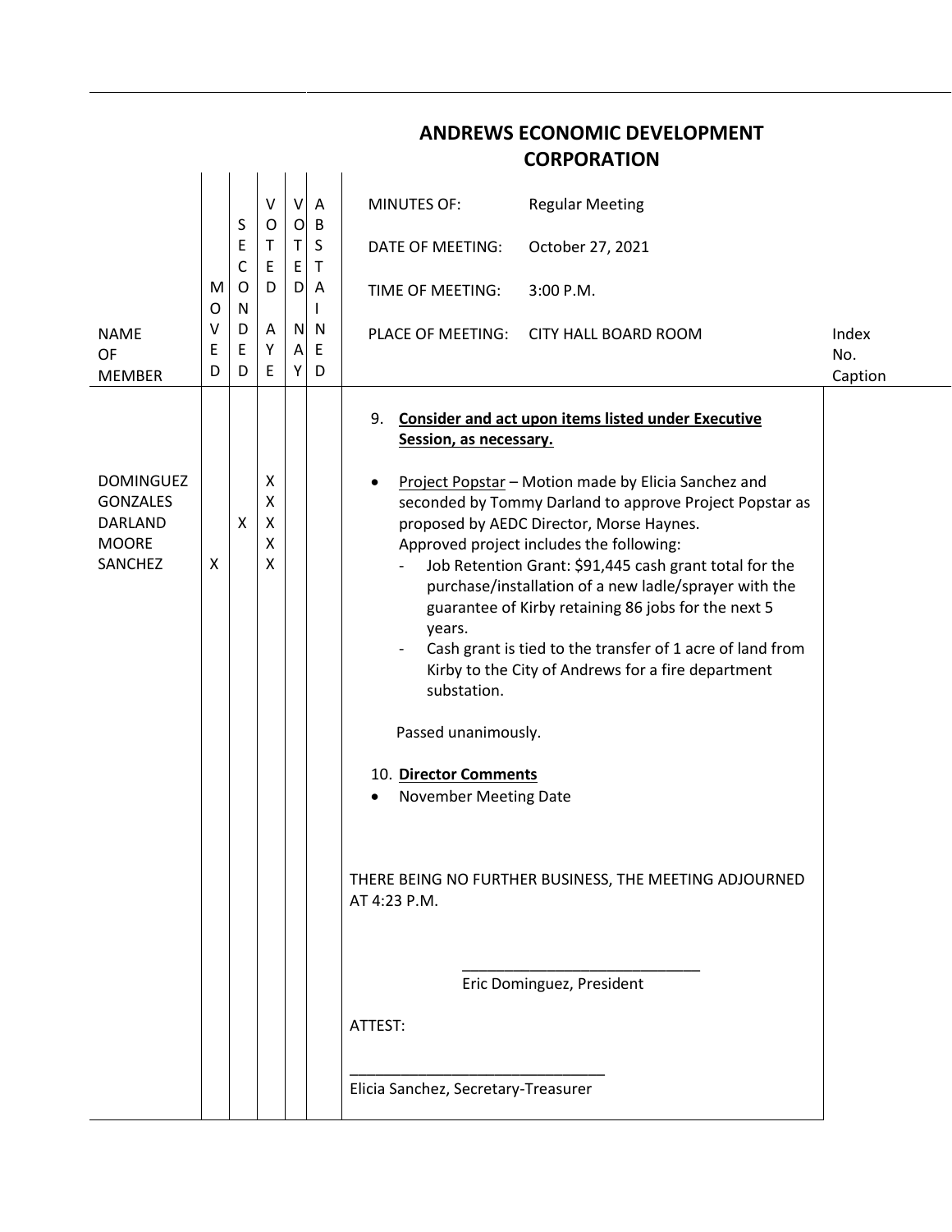# ANDREWS ECONOMIC DEVELOPMENT CORPORATION

| NAME OF MEMBER | MOVED | SECONDED | VOTED AYE | VOTED NAY | ABSTAINED | | Index No. Caption |
|---|---|---|---|---|---|---|---|
| | | | | | | MINUTES OF: Regular Meeting<br>DATE OF MEETING: October 27, 2021<br>TIME OF MEETING: 3:00 P.M.<br>PLACE OF MEETING: CITY HALL BOARD ROOM | |
| | | | | | | 9. **Consider and act upon items listed under Executive Session, as necessary.** | |
| DOMINGUEZ | | | X | | | • Project Popstar – Motion made by Elicia Sanchez and seconded by Tommy Darland to approve Project Popstar as proposed by AEDC Director, Morse Haynes.<br>Approved project includes the following:<br>- Job Retention Grant: $91,445 cash grant total for the purchase/installation of a new ladle/sprayer with the guarantee of Kirby retaining 86 jobs for the next 5 years.<br>- Cash grant is tied to the transfer of 1 acre of land from Kirby to the City of Andrews for a fire department substation.<br><br>Passed unanimously. | |
| GONZALES | | | X | | | | |
| DARLAND | | X | X | | | | |
| MOORE | | | X | | | | |
| SANCHEZ | X | | X | | | | |
| | | | | | | 10. **Director Comments**<br>• November Meeting Date | |

THERE BEING NO FURTHER BUSINESS, THE MEETING ADJOURNED AT 4:23 P.M.

\_\_\_\_\_\_\_\_\_\_\_\_\_\_\_\_\_\_\_\_\_\_\_\_\_\_\_\_\_\_

Eric Dominguez, President

ATTEST:

\_\_\_\_\_\_\_\_\_\_\_\_\_\_\_\_\_\_\_\_\_\_\_\_\_\_\_\_\_\_

Elicia Sanchez, Secretary-Treasurer